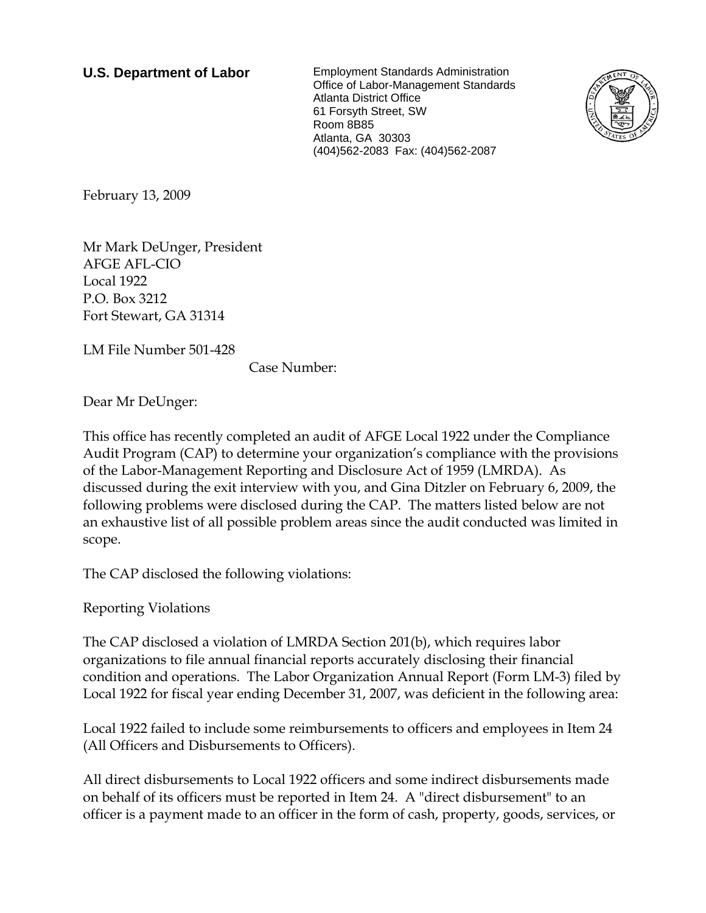**U.S. Department of Labor**

Employment Standards Administration
Office of Labor-Management Standards
Atlanta District Office
61 Forsyth Street, SW
Room 8B85
Atlanta, GA 30303
(404)562-2083 Fax: (404)562-2087

February 13, 2009

Mr Mark DeUnger, President
AFGE AFL-CIO
Local 1922
P.O. Box 3212
Fort Stewart, GA 31314

LM File Number 501-428
Case Number:

Dear Mr DeUnger:

This office has recently completed an audit of AFGE Local 1922 under the Compliance Audit Program (CAP) to determine your organization's compliance with the provisions of the Labor-Management Reporting and Disclosure Act of 1959 (LMRDA). As discussed during the exit interview with you, and Gina Ditzler on February 6, 2009, the following problems were disclosed during the CAP. The matters listed below are not an exhaustive list of all possible problem areas since the audit conducted was limited in scope.

The CAP disclosed the following violations:

Reporting Violations

The CAP disclosed a violation of LMRDA Section 201(b), which requires labor organizations to file annual financial reports accurately disclosing their financial condition and operations. The Labor Organization Annual Report (Form LM-3) filed by Local 1922 for fiscal year ending December 31, 2007, was deficient in the following area:

Local 1922 failed to include some reimbursements to officers and employees in Item 24 (All Officers and Disbursements to Officers).

All direct disbursements to Local 1922 officers and some indirect disbursements made on behalf of its officers must be reported in Item 24. A "direct disbursement" to an officer is a payment made to an officer in the form of cash, property, goods, services, or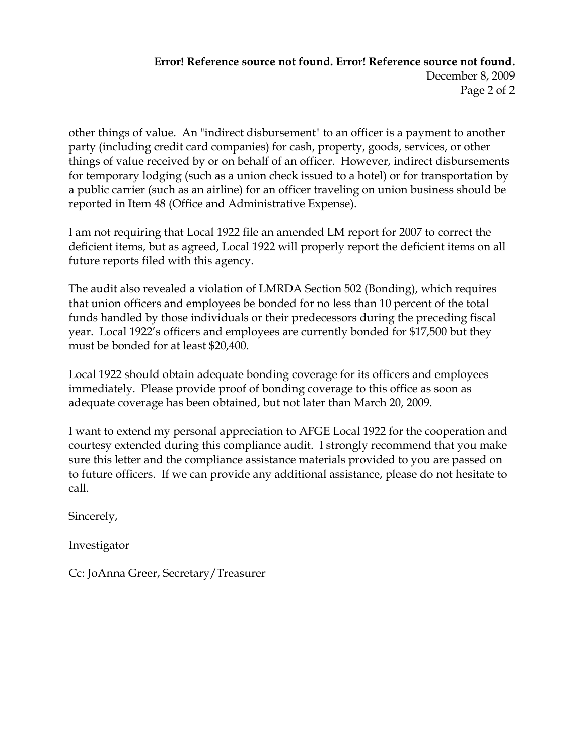other things of value. An "indirect disbursement" to an officer is a payment to another party (including credit card companies) for cash, property, goods, services, or other things of value received by or on behalf of an officer. However, indirect disbursements for temporary lodging (such as a union check issued to a hotel) or for transportation by a public carrier (such as an airline) for an officer traveling on union business should be reported in Item 48 (Office and Administrative Expense).

I am not requiring that Local 1922 file an amended LM report for 2007 to correct the deficient items, but as agreed, Local 1922 will properly report the deficient items on all future reports filed with this agency.

The audit also revealed a violation of LMRDA Section 502 (Bonding), which requires that union officers and employees be bonded for no less than 10 percent of the total funds handled by those individuals or their predecessors during the preceding fiscal year. Local 1922's officers and employees are currently bonded for $17,500 but they must be bonded for at least $20,400.

Local 1922 should obtain adequate bonding coverage for its officers and employees immediately. Please provide proof of bonding coverage to this office as soon as adequate coverage has been obtained, but not later than March 20, 2009.

I want to extend my personal appreciation to AFGE Local 1922 for the cooperation and courtesy extended during this compliance audit. I strongly recommend that you make sure this letter and the compliance assistance materials provided to you are passed on to future officers. If we can provide any additional assistance, please do not hesitate to call.

Sincerely,

Investigator

Cc: JoAnna Greer, Secretary/Treasurer